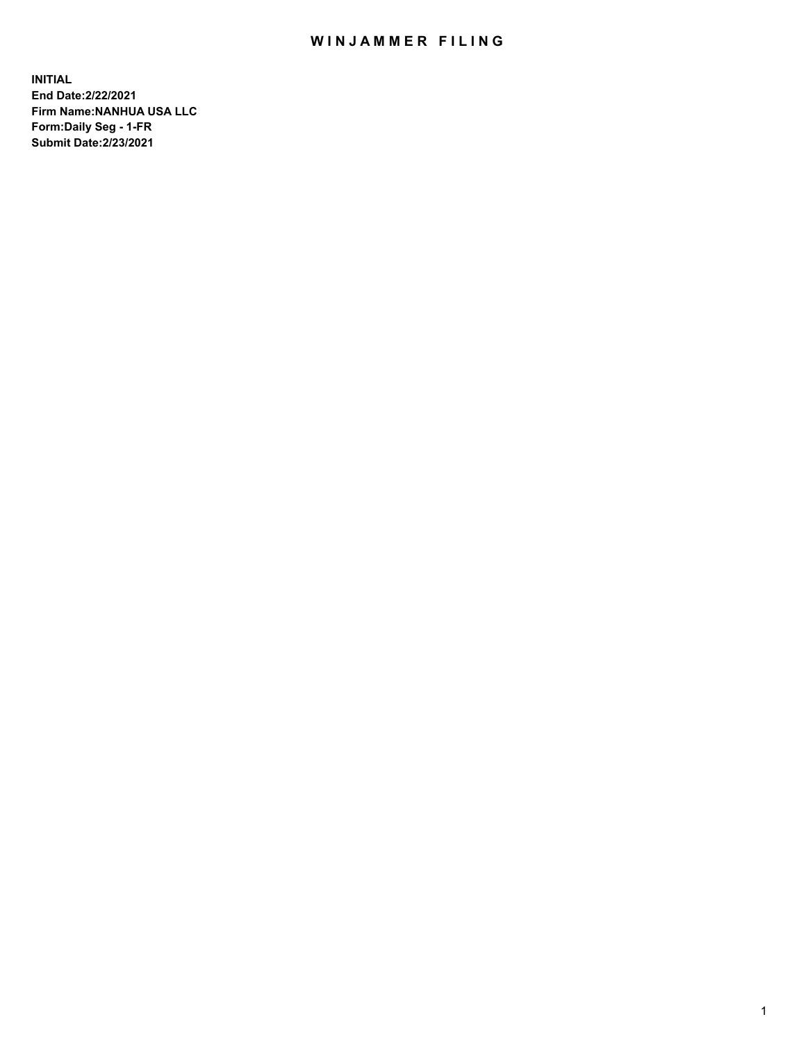# WINJAMMER FILING

**INITIAL**
**End Date:2/22/2021**
**Firm Name:NANHUA USA LLC**
**Form:Daily Seg - 1-FR**
**Submit Date:2/23/2021**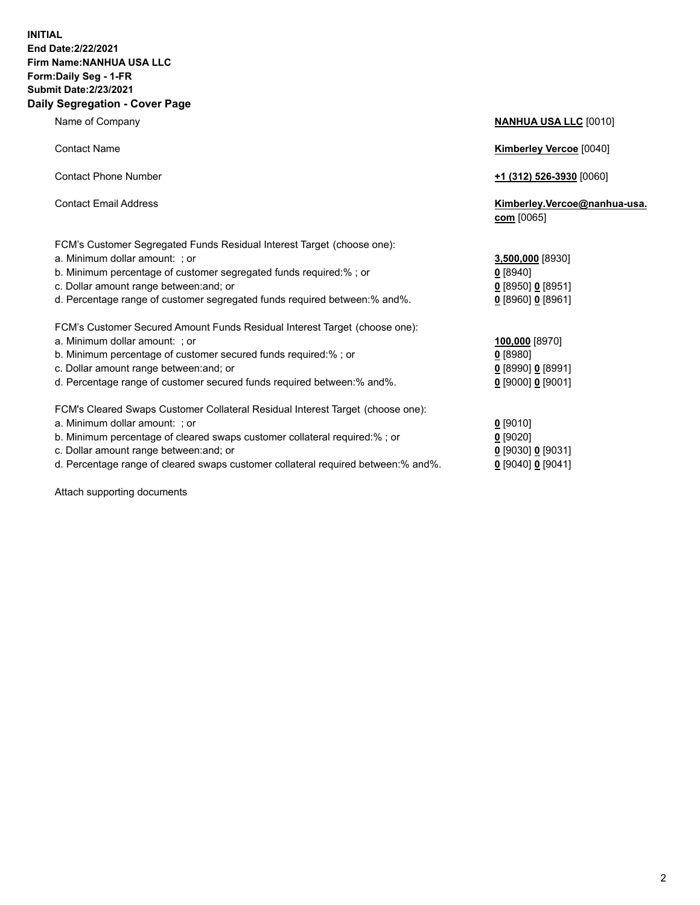**INITIAL**
**End Date:2/22/2021**
**Firm Name:NANHUA USA LLC**
**Form:Daily Seg - 1-FR**
**Submit Date:2/23/2021**

## Daily Segregation - Cover Page

| | |
|---|---|
| Name of Company | **NANHUA USA LLC** [0010] |
| Contact Name | **Kimberley Vercoe** [0040] |
| Contact Phone Number | **+1 (312) 526-3930** [0060] |
| Contact Email Address | **Kimberley.Vercoe@nanhua-usa.com** [0065] |
| FCM's Customer Segregated Funds Residual Interest Target (choose one): | |
| a. Minimum dollar amount: ; or | **3,500,000** [8930] |
| b. Minimum percentage of customer segregated funds required:% ; or | **0** [8940] |
| c. Dollar amount range between:and; or | **0** [8950] **0** [8951] |
| d. Percentage range of customer segregated funds required between:% and%. | **0** [8960] **0** [8961] |
| FCM's Customer Secured Amount Funds Residual Interest Target (choose one): | |
| a. Minimum dollar amount: ; or | **100,000** [8970] |
| b. Minimum percentage of customer secured funds required:% ; or | **0** [8980] |
| c. Dollar amount range between:and; or | **0** [8990] **0** [8991] |
| d. Percentage range of customer secured funds required between:% and%. | **0** [9000] **0** [9001] |
| FCM's Cleared Swaps Customer Collateral Residual Interest Target (choose one): | |
| a. Minimum dollar amount: ; or | **0** [9010] |
| b. Minimum percentage of cleared swaps customer collateral required:% ; or | **0** [9020] |
| c. Dollar amount range between:and; or | **0** [9030] **0** [9031] |
| d. Percentage range of cleared swaps customer collateral required between:% and%. | **0** [9040] **0** [9041] |

Attach supporting documents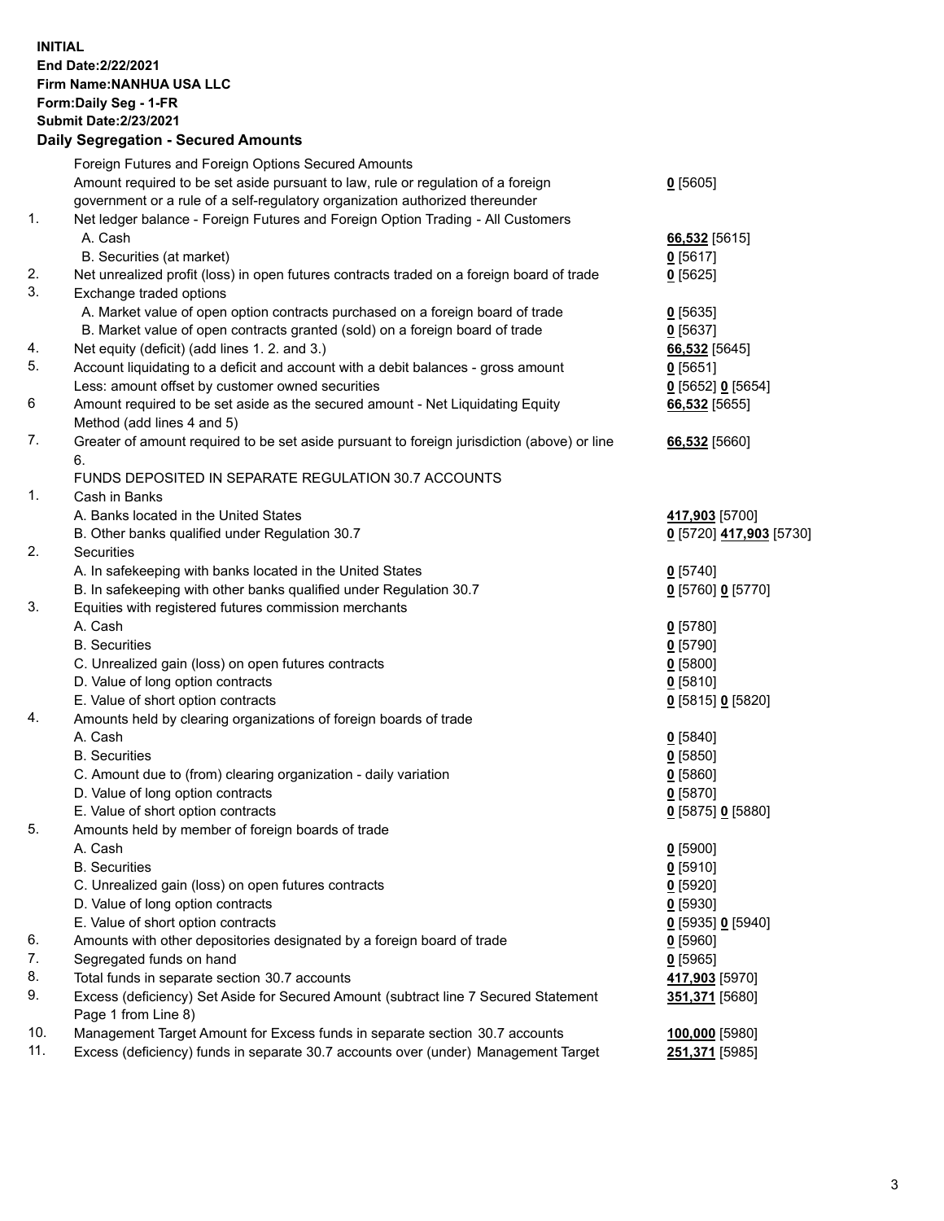**INITIAL**
**End Date:2/22/2021**
**Firm Name:NANHUA USA LLC**
**Form:Daily Seg - 1-FR**
**Submit Date:2/23/2021**

### Daily Segregation - Secured Amounts

| | | |
|---|---|---|
| | Foreign Futures and Foreign Options Secured Amounts | |
| | Amount required to be set aside pursuant to law, rule or regulation of a foreign government or a rule of a self-regulatory organization authorized thereunder | **0** [5605] |
| 1. | Net ledger balance - Foreign Futures and Foreign Option Trading - All Customers | |
| | A. Cash | **66,532** [5615] |
| | B. Securities (at market) | **0** [5617] |
| 2. | Net unrealized profit (loss) in open futures contracts traded on a foreign board of trade | **0** [5625] |
| 3. | Exchange traded options | |
| | A. Market value of open option contracts purchased on a foreign board of trade | **0** [5635] |
| | B. Market value of open contracts granted (sold) on a foreign board of trade | **0** [5637] |
| 4. | Net equity (deficit) (add lines 1. 2. and 3.) | **66,532** [5645] |
| 5. | Account liquidating to a deficit and account with a debit balances - gross amount | **0** [5651] |
| | Less: amount offset by customer owned securities | **0** [5652] **0** [5654] |
| 6 | Amount required to be set aside as the secured amount - Net Liquidating Equity Method (add lines 4 and 5) | **66,532** [5655] |
| 7. | Greater of amount required to be set aside pursuant to foreign jurisdiction (above) or line 6. | **66,532** [5660] |
| | FUNDS DEPOSITED IN SEPARATE REGULATION 30.7 ACCOUNTS | |
| 1. | Cash in Banks | |
| | A. Banks located in the United States | **417,903** [5700] |
| | B. Other banks qualified under Regulation 30.7 | **0** [5720] **417,903** [5730] |
| 2. | Securities | |
| | A. In safekeeping with banks located in the United States | **0** [5740] |
| | B. In safekeeping with other banks qualified under Regulation 30.7 | **0** [5760] **0** [5770] |
| 3. | Equities with registered futures commission merchants | |
| | A. Cash | **0** [5780] |
| | B. Securities | **0** [5790] |
| | C. Unrealized gain (loss) on open futures contracts | **0** [5800] |
| | D. Value of long option contracts | **0** [5810] |
| | E. Value of short option contracts | **0** [5815] **0** [5820] |
| 4. | Amounts held by clearing organizations of foreign boards of trade | |
| | A. Cash | **0** [5840] |
| | B. Securities | **0** [5850] |
| | C. Amount due to (from) clearing organization - daily variation | **0** [5860] |
| | D. Value of long option contracts | **0** [5870] |
| | E. Value of short option contracts | **0** [5875] **0** [5880] |
| 5. | Amounts held by member of foreign boards of trade | |
| | A. Cash | **0** [5900] |
| | B. Securities | **0** [5910] |
| | C. Unrealized gain (loss) on open futures contracts | **0** [5920] |
| | D. Value of long option contracts | **0** [5930] |
| | E. Value of short option contracts | **0** [5935] **0** [5940] |
| 6. | Amounts with other depositories designated by a foreign board of trade | **0** [5960] |
| 7. | Segregated funds on hand | **0** [5965] |
| 8. | Total funds in separate section 30.7 accounts | **417,903** [5970] |
| 9. | Excess (deficiency) Set Aside for Secured Amount (subtract line 7 Secured Statement Page 1 from Line 8) | **351,371** [5680] |
| 10. | Management Target Amount for Excess funds in separate section 30.7 accounts | **100,000** [5980] |
| 11. | Excess (deficiency) funds in separate 30.7 accounts over (under) Management Target | **251,371** [5985] |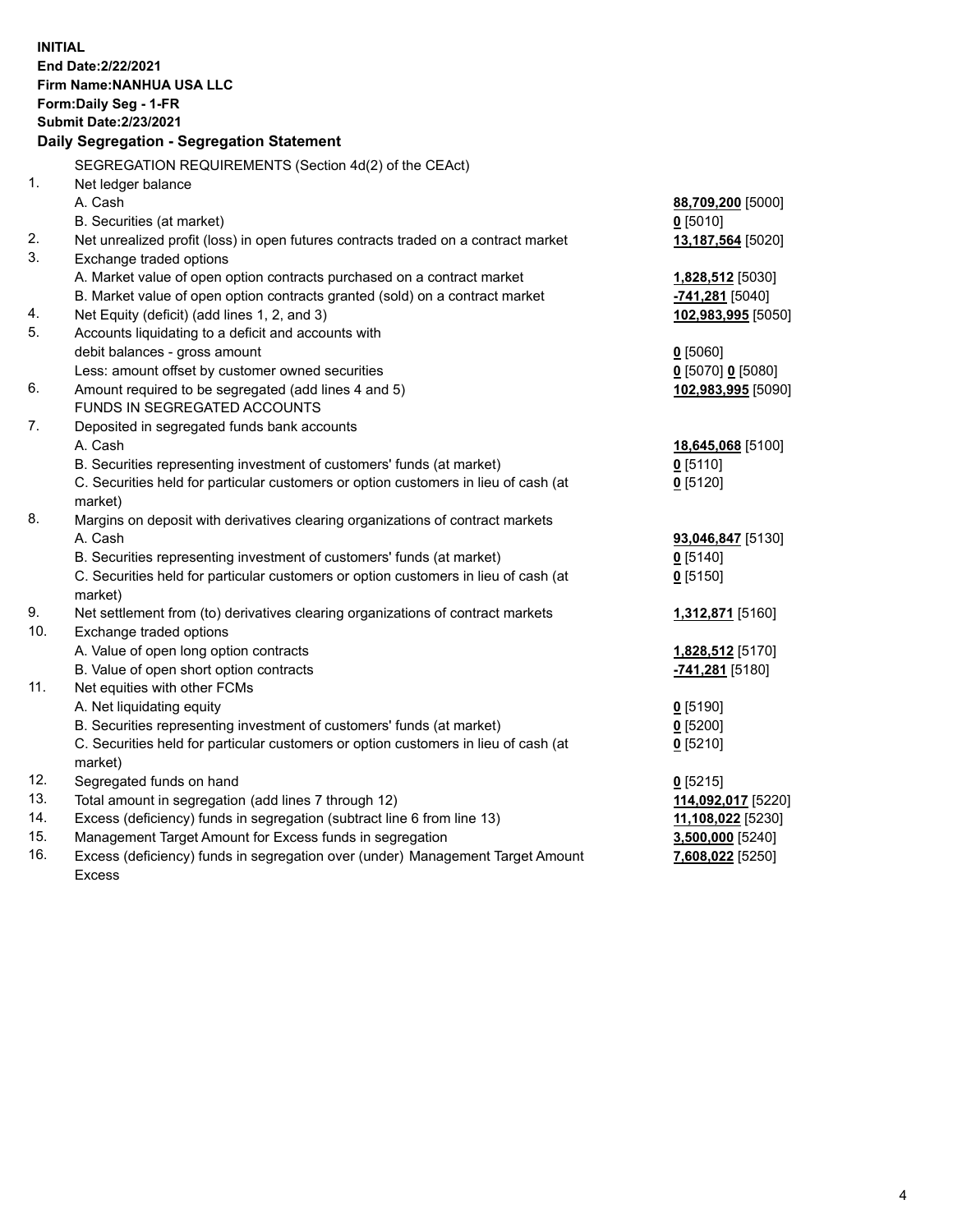**INITIAL**
**End Date:2/22/2021**
**Firm Name:NANHUA USA LLC**
**Form:Daily Seg - 1-FR**
**Submit Date:2/23/2021**

**Daily Segregation - Segregation Statement**

| | SEGREGATION REQUIREMENTS (Section 4d(2) of the CEAct) | |
|---|---|---|
| 1. | Net ledger balance | |
| | A. Cash | **88,709,200** [5000] |
| | B. Securities (at market) | **0** [5010] |
| 2. | Net unrealized profit (loss) in open futures contracts traded on a contract market | **13,187,564** [5020] |
| 3. | Exchange traded options | |
| | A. Market value of open option contracts purchased on a contract market | **1,828,512** [5030] |
| | B. Market value of open option contracts granted (sold) on a contract market | **-741,281** [5040] |
| 4. | Net Equity (deficit) (add lines 1, 2, and 3) | **102,983,995** [5050] |
| 5. | Accounts liquidating to a deficit and accounts with | |
| | debit balances - gross amount | **0** [5060] |
| | Less: amount offset by customer owned securities | **0** [5070] **0** [5080] |
| 6. | Amount required to be segregated (add lines 4 and 5) | **102,983,995** [5090] |
| | FUNDS IN SEGREGATED ACCOUNTS | |
| 7. | Deposited in segregated funds bank accounts | |
| | A. Cash | **18,645,068** [5100] |
| | B. Securities representing investment of customers' funds (at market) | **0** [5110] |
| | C. Securities held for particular customers or option customers in lieu of cash (at market) | **0** [5120] |
| 8. | Margins on deposit with derivatives clearing organizations of contract markets | |
| | A. Cash | **93,046,847** [5130] |
| | B. Securities representing investment of customers' funds (at market) | **0** [5140] |
| | C. Securities held for particular customers or option customers in lieu of cash (at market) | **0** [5150] |
| 9. | Net settlement from (to) derivatives clearing organizations of contract markets | **1,312,871** [5160] |
| 10. | Exchange traded options | |
| | A. Value of open long option contracts | **1,828,512** [5170] |
| | B. Value of open short option contracts | **-741,281** [5180] |
| 11. | Net equities with other FCMs | |
| | A. Net liquidating equity | **0** [5190] |
| | B. Securities representing investment of customers' funds (at market) | **0** [5200] |
| | C. Securities held for particular customers or option customers in lieu of cash (at market) | **0** [5210] |
| 12. | Segregated funds on hand | **0** [5215] |
| 13. | Total amount in segregation (add lines 7 through 12) | **114,092,017** [5220] |
| 14. | Excess (deficiency) funds in segregation (subtract line 6 from line 13) | **11,108,022** [5230] |
| 15. | Management Target Amount for Excess funds in segregation | **3,500,000** [5240] |
| 16. | Excess (deficiency) funds in segregation over (under) Management Target Amount Excess | **7,608,022** [5250] |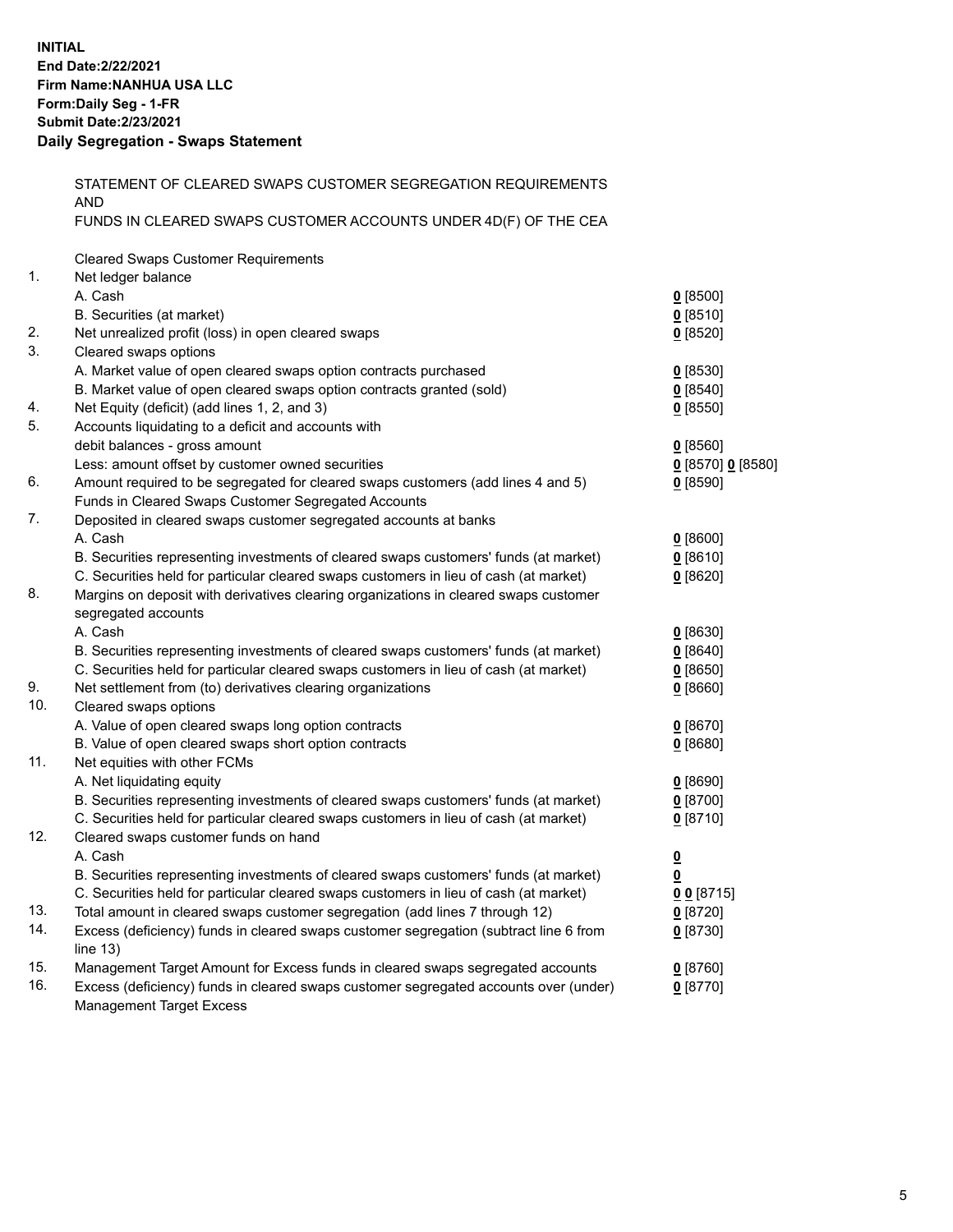**INITIAL**
**End Date:2/22/2021**
**Firm Name:NANHUA USA LLC**
**Form:Daily Seg - 1-FR**
**Submit Date:2/23/2021**
**Daily Segregation - Swaps Statement**

STATEMENT OF CLEARED SWAPS CUSTOMER SEGREGATION REQUIREMENTS AND
FUNDS IN CLEARED SWAPS CUSTOMER ACCOUNTS UNDER 4D(F) OF THE CEA

| | | |
|---|---|---|
| | Cleared Swaps Customer Requirements | |
| 1. | Net ledger balance | |
| | A. Cash | 0 [8500] |
| | B. Securities (at market) | 0 [8510] |
| 2. | Net unrealized profit (loss) in open cleared swaps | 0 [8520] |
| 3. | Cleared swaps options | |
| | A. Market value of open cleared swaps option contracts purchased | 0 [8530] |
| | B. Market value of open cleared swaps option contracts granted (sold) | 0 [8540] |
| 4. | Net Equity (deficit) (add lines 1, 2, and 3) | 0 [8550] |
| 5. | Accounts liquidating to a deficit and accounts with | |
| | debit balances - gross amount | 0 [8560] |
| | Less: amount offset by customer owned securities | 0 [8570] 0 [8580] |
| 6. | Amount required to be segregated for cleared swaps customers (add lines 4 and 5) | 0 [8590] |
| | Funds in Cleared Swaps Customer Segregated Accounts | |
| 7. | Deposited in cleared swaps customer segregated accounts at banks | |
| | A. Cash | 0 [8600] |
| | B. Securities representing investments of cleared swaps customers' funds (at market) | 0 [8610] |
| | C. Securities held for particular cleared swaps customers in lieu of cash (at market) | 0 [8620] |
| 8. | Margins on deposit with derivatives clearing organizations in cleared swaps customer segregated accounts | |
| | A. Cash | 0 [8630] |
| | B. Securities representing investments of cleared swaps customers' funds (at market) | 0 [8640] |
| | C. Securities held for particular cleared swaps customers in lieu of cash (at market) | 0 [8650] |
| 9. | Net settlement from (to) derivatives clearing organizations | 0 [8660] |
| 10. | Cleared swaps options | |
| | A. Value of open cleared swaps long option contracts | 0 [8670] |
| | B. Value of open cleared swaps short option contracts | 0 [8680] |
| 11. | Net equities with other FCMs | |
| | A. Net liquidating equity | 0 [8690] |
| | B. Securities representing investments of cleared swaps customers' funds (at market) | 0 [8700] |
| | C. Securities held for particular cleared swaps customers in lieu of cash (at market) | 0 [8710] |
| 12. | Cleared swaps customer funds on hand | |
| | A. Cash | 0 |
| | B. Securities representing investments of cleared swaps customers' funds (at market) | 0 |
| | C. Securities held for particular cleared swaps customers in lieu of cash (at market) | 0 0 [8715] |
| 13. | Total amount in cleared swaps customer segregation (add lines 7 through 12) | 0 [8720] |
| 14. | Excess (deficiency) funds in cleared swaps customer segregation (subtract line 6 from line 13) | 0 [8730] |
| 15. | Management Target Amount for Excess funds in cleared swaps segregated accounts | 0 [8760] |
| 16. | Excess (deficiency) funds in cleared swaps customer segregated accounts over (under) Management Target Excess | 0 [8770] |